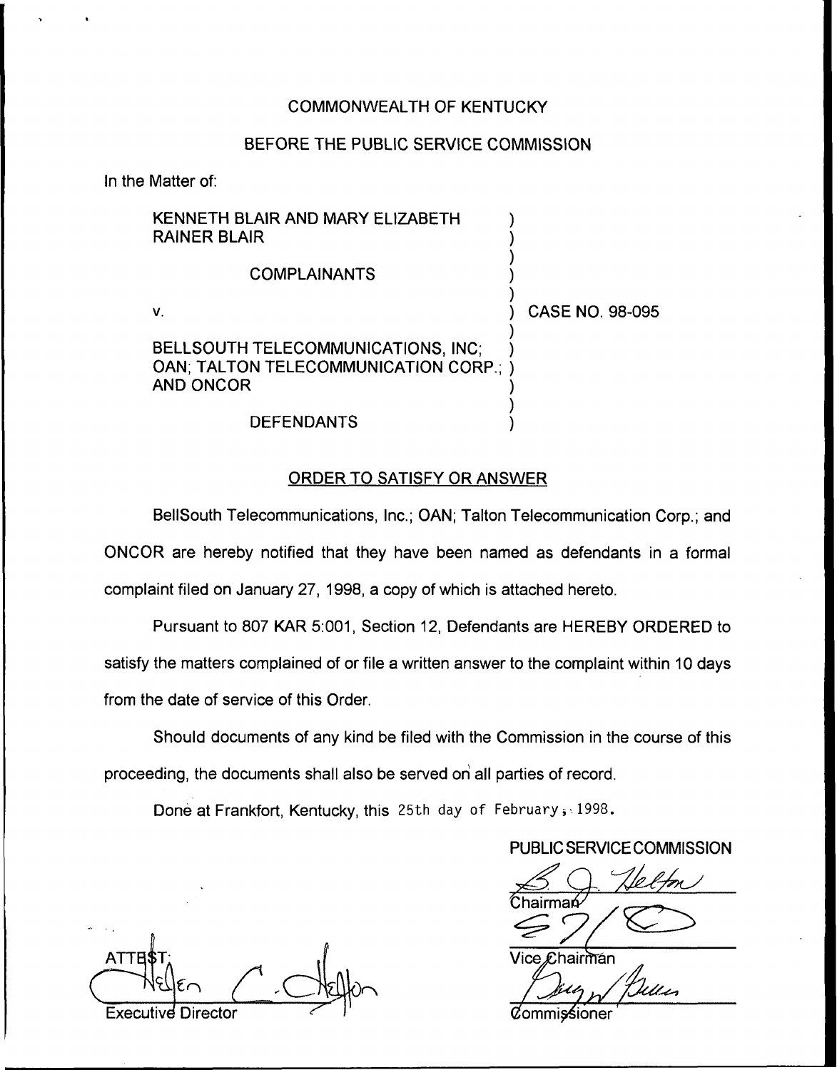COMMONWEALTH OF KENTUCKY

BEFORE THE PUBLIC SERVICE COMMISSION

In the Matter of:

KENNETH BLAIR AND MARY ELIZABETH RAINER BLAIR

COMPLAINANTS

v.

BELLSOUTH TELECOMMUNICATIONS, INC; OAN; TALTON TELECOMMUNICATION CORP.; AND ONCOR

DEFENDANTS

CASE NO. 98-095

ORDER TO SATISFY OR ANSWER

BellSouth Telecommunications, Inc.; OAN; Talton Telecommunication Corp.; and ONCOR are hereby notified that they have been named as defendants in a formal complaint filed on January 27, 1998, a copy of which is attached hereto.

Pursuant to 807 KAR 5:001, Section 12, Defendants are HEREBY ORDERED to satisfy the matters complained of or file a written answer to the complaint within 10 days from the date of service of this Order.

Should documents of any kind be filed with the Commission in the course of this proceeding, the documents shall also be served on all parties of record.

Done at Frankfort, Kentucky, this 25th day of February, 1998.

PUBLIC SERVICE COMMISSION

Chairman

Vice Chairman

Commissioner

ATTEST:

Executive Director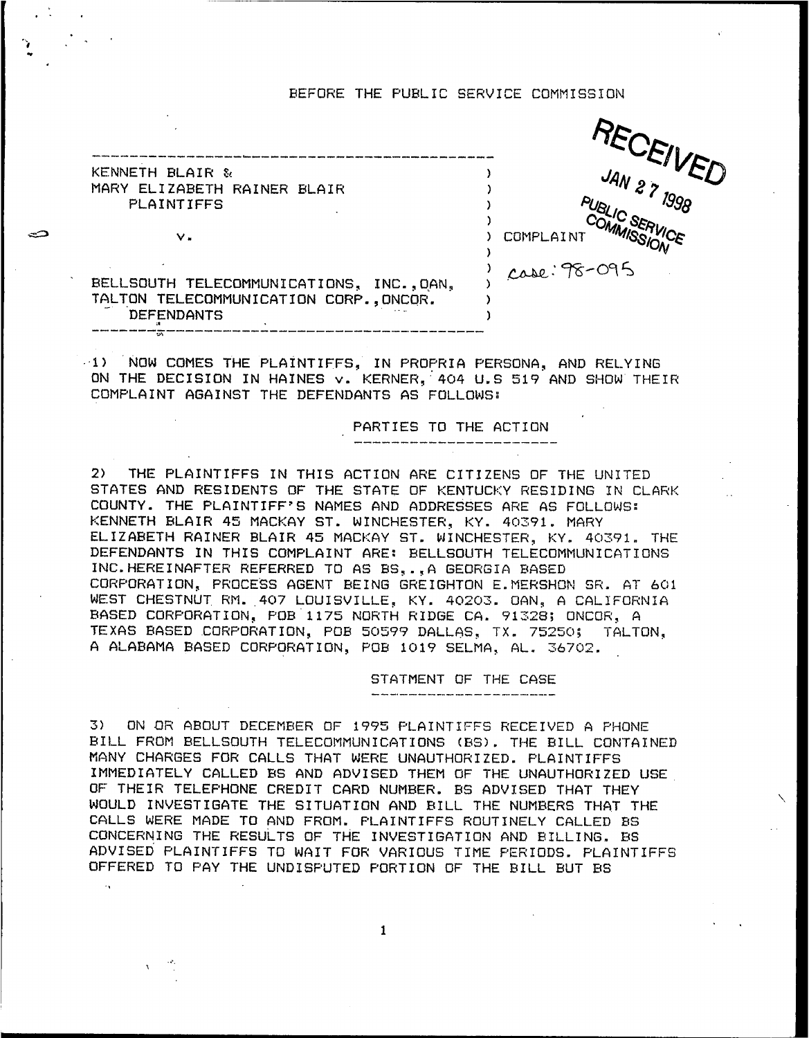BEFORE THE PUBLIC SERVICE COMMISSION

RECEIVED
JAN 27 1998
PUBLIC SERVICE COMMISSION

| | | |
|---|---|---|
| KENNETH BLAIR & MARY ELIZABETH RAINER BLAIR PLAINTIFFS | ) | |
| v. | ) | COMPLAINT |
| | ) | case: 98-095 |
| BELLSOUTH TELECOMMUNICATIONS, INC., OAN, TALTON TELECOMMUNICATION CORP., ONCOR. DEFENDANTS | ) | |

1) NOW COMES THE PLAINTIFFS, IN PROPRIA PERSONA, AND RELYING ON THE DECISION IN HAINES v. KERNER, 404 U.S 519 AND SHOW THEIR COMPLAINT AGAINST THE DEFENDANTS AS FOLLOWS:

## PARTIES TO THE ACTION

2) THE PLAINTIFFS IN THIS ACTION ARE CITIZENS OF THE UNITED STATES AND RESIDENTS OF THE STATE OF KENTUCKY RESIDING IN CLARK COUNTY. THE PLAINTIFF'S NAMES AND ADDRESSES ARE AS FOLLOWS: KENNETH BLAIR 45 MACKAY ST. WINCHESTER, KY. 40391. MARY ELIZABETH RAINER BLAIR 45 MACKAY ST. WINCHESTER, KY. 40391. THE DEFENDANTS IN THIS COMPLAINT ARE: BELLSOUTH TELECOMMUNICATIONS INC. HEREINAFTER REFERRED TO AS BS,.,A GEORGIA BASED CORPORATION, PROCESS AGENT BEING GREIGHTON E.MERSHON SR. AT 601 WEST CHESTNUT RM. 407 LOUISVILLE, KY. 40203. OAN, A CALIFORNIA BASED CORPORATION, POB 1175 NORTH RIDGE CA. 91328; ONCOR, A TEXAS BASED CORPORATION, POB 50599 DALLAS, TX. 75250; TALTON, A ALABAMA BASED CORPORATION, POB 1019 SELMA, AL. 36702.

## STATMENT OF THE CASE

3) ON OR ABOUT DECEMBER OF 1995 PLAINTIFFS RECEIVED A PHONE BILL FROM BELLSOUTH TELECOMMUNICATIONS (BS). THE BILL CONTAINED MANY CHARGES FOR CALLS THAT WERE UNAUTHORIZED. PLAINTIFFS IMMEDIATELY CALLED BS AND ADVISED THEM OF THE UNAUTHORIZED USE OF THEIR TELEPHONE CREDIT CARD NUMBER. BS ADVISED THAT THEY WOULD INVESTIGATE THE SITUATION AND BILL THE NUMBERS THAT THE CALLS WERE MADE TO AND FROM. PLAINTIFFS ROUTINELY CALLED BS CONCERNING THE RESULTS OF THE INVESTIGATION AND BILLING. BS ADVISED PLAINTIFFS TO WAIT FOR VARIOUS TIME PERIODS. PLAINTIFFS OFFERED TO PAY THE UNDISPUTED PORTION OF THE BILL BUT BS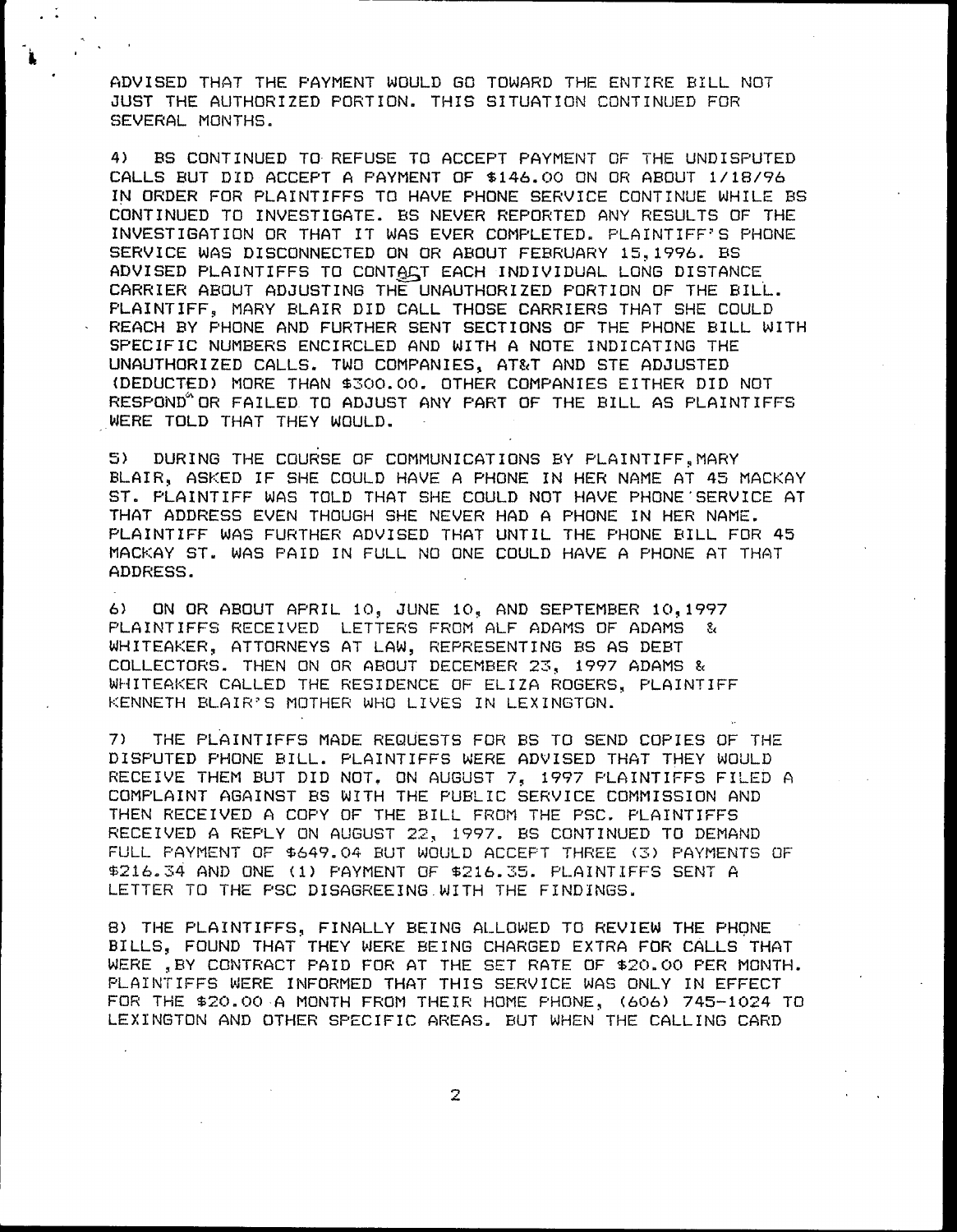ADVISED THAT THE PAYMENT WOULD GO TOWARD THE ENTIRE BILL NOT JUST THE AUTHORIZED PORTION. THIS SITUATION CONTINUED FOR SEVERAL MONTHS.

4) BS CONTINUED TO REFUSE TO ACCEPT PAYMENT OF THE UNDISPUTED CALLS BUT DID ACCEPT A PAYMENT OF $146.00 ON OR ABOUT 1/18/96 IN ORDER FOR PLAINTIFFS TO HAVE PHONE SERVICE CONTINUE WHILE BS CONTINUED TO INVESTIGATE. BS NEVER REPORTED ANY RESULTS OF THE INVESTIGATION OR THAT IT WAS EVER COMPLETED. PLAINTIFF'S PHONE SERVICE WAS DISCONNECTED ON OR ABOUT FEBRUARY 15, 1996. BS ADVISED PLAINTIFFS TO CONTACT EACH INDIVIDUAL LONG DISTANCE CARRIER ABOUT ADJUSTING THE UNAUTHORIZED PORTION OF THE BILL. PLAINTIFF, MARY BLAIR DID CALL THOSE CARRIERS THAT SHE COULD REACH BY PHONE AND FURTHER SENT SECTIONS OF THE PHONE BILL WITH SPECIFIC NUMBERS ENCIRCLED AND WITH A NOTE INDICATING THE UNAUTHORIZED CALLS. TWO COMPANIES, AT&T AND STE ADJUSTED (DEDUCTED) MORE THAN $300.00. OTHER COMPANIES EITHER DID NOT RESPOND OR FAILED TO ADJUST ANY PART OF THE BILL AS PLAINTIFFS WERE TOLD THAT THEY WOULD.

5) DURING THE COURSE OF COMMUNICATIONS BY PLAINTIFF, MARY BLAIR, ASKED IF SHE COULD HAVE A PHONE IN HER NAME AT 45 MACKAY ST. PLAINTIFF WAS TOLD THAT SHE COULD NOT HAVE PHONE SERVICE AT THAT ADDRESS EVEN THOUGH SHE NEVER HAD A PHONE IN HER NAME. PLAINTIFF WAS FURTHER ADVISED THAT UNTIL THE PHONE BILL FOR 45 MACKAY ST. WAS PAID IN FULL NO ONE COULD HAVE A PHONE AT THAT ADDRESS.

6) ON OR ABOUT APRIL 10, JUNE 10, AND SEPTEMBER 10, 1997 PLAINTIFFS RECEIVED LETTERS FROM ALF ADAMS OF ADAMS & WHITEAKER, ATTORNEYS AT LAW, REPRESENTING BS AS DEBT COLLECTORS. THEN ON OR ABOUT DECEMBER 23, 1997 ADAMS & WHITEAKER CALLED THE RESIDENCE OF ELIZA ROGERS, PLAINTIFF KENNETH BLAIR'S MOTHER WHO LIVES IN LEXINGTON.

7) THE PLAINTIFFS MADE REQUESTS FOR BS TO SEND COPIES OF THE DISPUTED PHONE BILL. PLAINTIFFS WERE ADVISED THAT THEY WOULD RECEIVE THEM BUT DID NOT. ON AUGUST 7, 1997 PLAINTIFFS FILED A COMPLAINT AGAINST BS WITH THE PUBLIC SERVICE COMMISSION AND THEN RECEIVED A COPY OF THE BILL FROM THE PSC. PLAINTIFFS RECEIVED A REPLY ON AUGUST 22, 1997. BS CONTINUED TO DEMAND FULL PAYMENT OF $649.04 BUT WOULD ACCEPT THREE (3) PAYMENTS OF $216.34 AND ONE (1) PAYMENT OF $216.35. PLAINTIFFS SENT A LETTER TO THE PSC DISAGREEING WITH THE FINDINGS.

8) THE PLAINTIFFS, FINALLY BEING ALLOWED TO REVIEW THE PHONE BILLS, FOUND THAT THEY WERE BEING CHARGED EXTRA FOR CALLS THAT WERE, BY CONTRACT PAID FOR AT THE SET RATE OF $20.00 PER MONTH. PLAINTIFFS WERE INFORMED THAT THIS SERVICE WAS ONLY IN EFFECT FOR THE $20.00 A MONTH FROM THEIR HOME PHONE, (606) 745-1024 TO LEXINGTON AND OTHER SPECIFIC AREAS. BUT WHEN THE CALLING CARD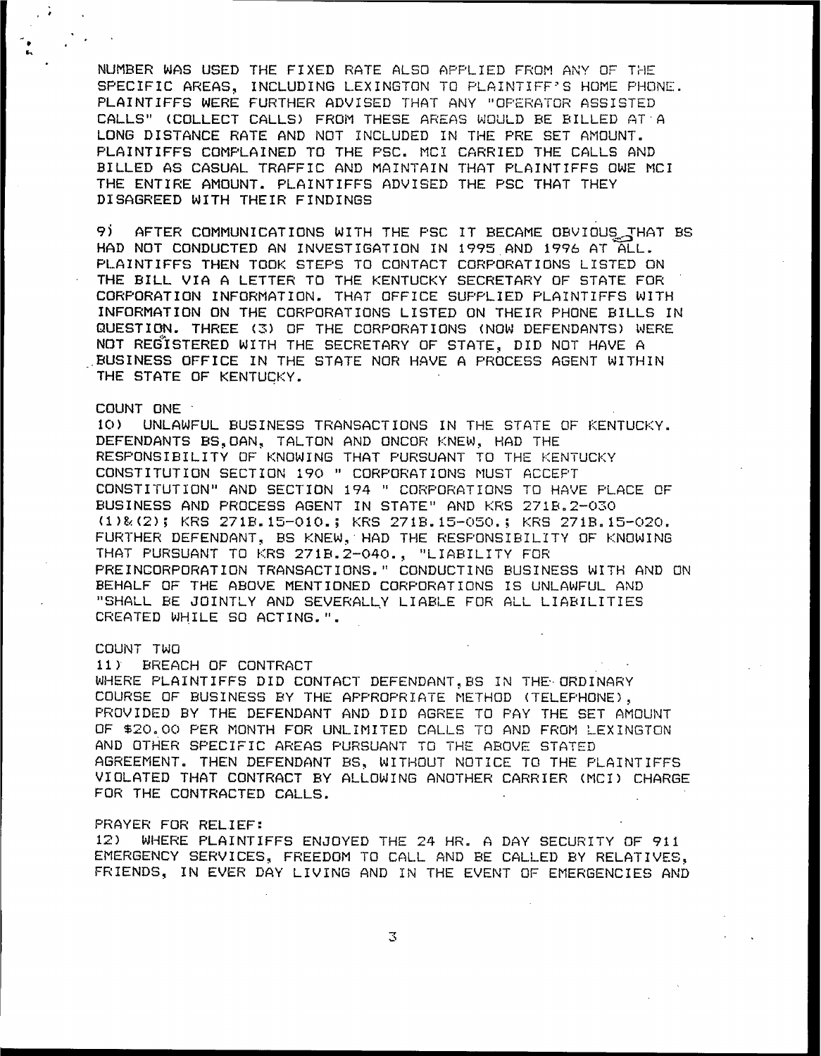NUMBER WAS USED THE FIXED RATE ALSO APPLIED FROM ANY OF THE SPECIFIC AREAS, INCLUDING LEXINGTON TO PLAINTIFF'S HOME PHONE. PLAINTIFFS WERE FURTHER ADVISED THAT ANY "OPERATOR ASSISTED CALLS" (COLLECT CALLS) FROM THESE AREAS WOULD BE BILLED AT A LONG DISTANCE RATE AND NOT INCLUDED IN THE PRE SET AMOUNT. PLAINTIFFS COMPLAINED TO THE PSC. MCI CARRIED THE CALLS AND BILLED AS CASUAL TRAFFIC AND MAINTAIN THAT PLAINTIFFS OWE MCI THE ENTIRE AMOUNT. PLAINTIFFS ADVISED THE PSC THAT THEY DISAGREED WITH THEIR FINDINGS

9) AFTER COMMUNICATIONS WITH THE PSC IT BECAME OBVIOUS THAT BS HAD NOT CONDUCTED AN INVESTIGATION IN 1995 AND 1996 AT ALL. PLAINTIFFS THEN TOOK STEPS TO CONTACT CORPORATIONS LISTED ON THE BILL VIA A LETTER TO THE KENTUCKY SECRETARY OF STATE FOR CORPORATION INFORMATION. THAT OFFICE SUPPLIED PLAINTIFFS WITH INFORMATION ON THE CORPORATIONS LISTED ON THEIR PHONE BILLS IN QUESTION. THREE (3) OF THE CORPORATIONS (NOW DEFENDANTS) WERE NOT REGISTERED WITH THE SECRETARY OF STATE, DID NOT HAVE A BUSINESS OFFICE IN THE STATE NOR HAVE A PROCESS AGENT WITHIN THE STATE OF KENTUCKY.

COUNT ONE

10) UNLAWFUL BUSINESS TRANSACTIONS IN THE STATE OF KENTUCKY. DEFENDANTS BS, OAN, TALTON AND ONCOR KNEW, HAD THE RESPONSIBILITY OF KNOWING THAT PURSUANT TO THE KENTUCKY CONSTITUTION SECTION 190 " CORPORATIONS MUST ACCEPT CONSTITUTION" AND SECTION 194 " CORPORATIONS TO HAVE PLACE OF BUSINESS AND PROCESS AGENT IN STATE" AND KRS 271B.2-030 (1)&(2); KRS 271B.15-010.; KRS 271B.15-050.; KRS 271B.15-020. FURTHER DEFENDANT, BS KNEW, HAD THE RESPONSIBILITY OF KNOWING THAT PURSUANT TO KRS 271B.2-040., "LIABILITY FOR PREINCORPORATION TRANSACTIONS." CONDUCTING BUSINESS WITH AND ON BEHALF OF THE ABOVE MENTIONED CORPORATIONS IS UNLAWFUL AND "SHALL BE JOINTLY AND SEVERALLY LIABLE FOR ALL LIABILITIES CREATED WHILE SO ACTING.".

COUNT TWO

11) BREACH OF CONTRACT

WHERE PLAINTIFFS DID CONTACT DEFENDANT, BS IN THE ORDINARY COURSE OF BUSINESS BY THE APPROPRIATE METHOD (TELEPHONE), PROVIDED BY THE DEFENDANT AND DID AGREE TO PAY THE SET AMOUNT OF $20.00 PER MONTH FOR UNLIMITED CALLS TO AND FROM LEXINGTON AND OTHER SPECIFIC AREAS PURSUANT TO THE ABOVE STATED AGREEMENT. THEN DEFENDANT BS, WITHOUT NOTICE TO THE PLAINTIFFS VIOLATED THAT CONTRACT BY ALLOWING ANOTHER CARRIER (MCI) CHARGE FOR THE CONTRACTED CALLS.

PRAYER FOR RELIEF:

12) WHERE PLAINTIFFS ENJOYED THE 24 HR. A DAY SECURITY OF 911 EMERGENCY SERVICES, FREEDOM TO CALL AND BE CALLED BY RELATIVES, FRIENDS, IN EVER DAY LIVING AND IN THE EVENT OF EMERGENCIES AND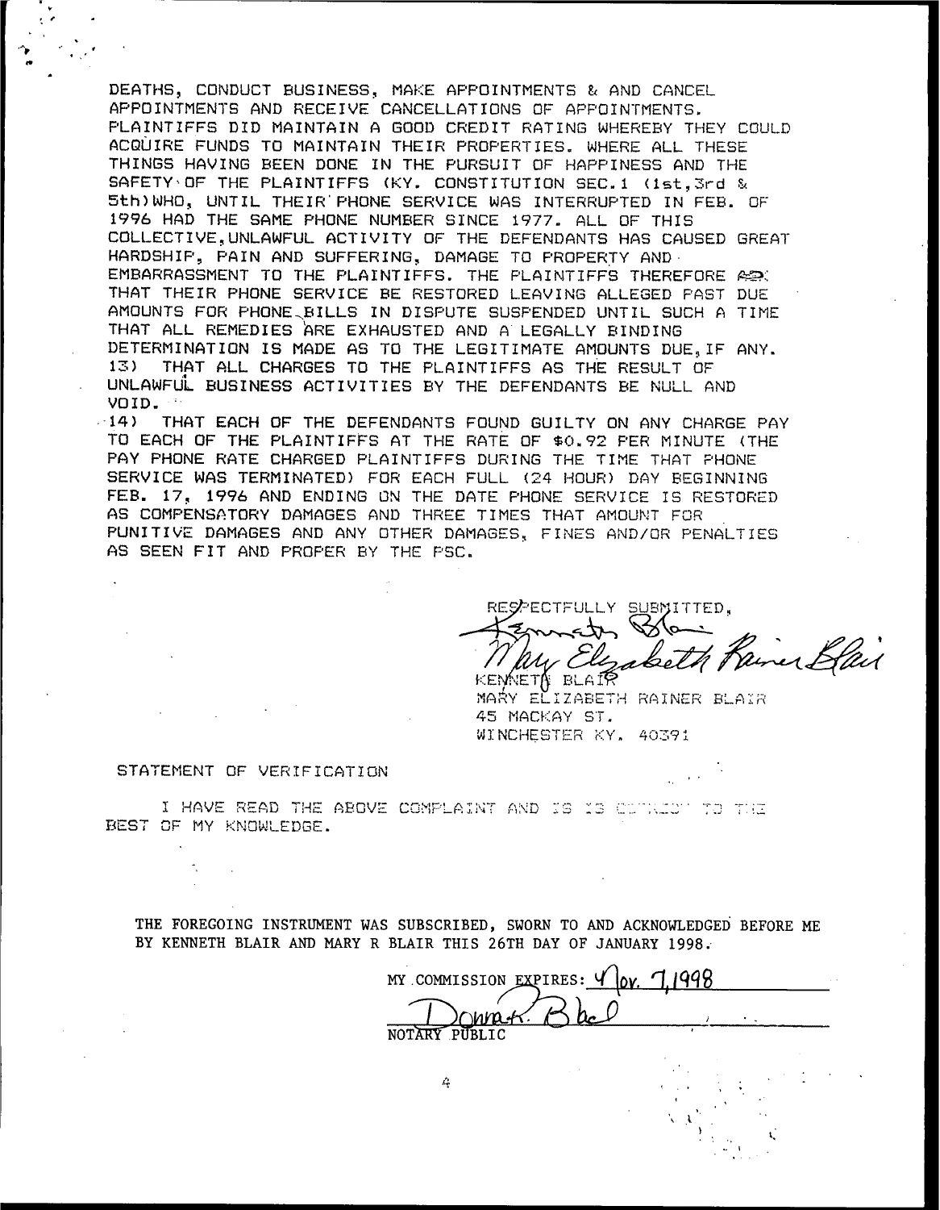DEATHS, CONDUCT BUSINESS, MAKE APPOINTMENTS & AND CANCEL APPOINTMENTS AND RECEIVE CANCELLATIONS OF APPOINTMENTS. PLAINTIFFS DID MAINTAIN A GOOD CREDIT RATING WHEREBY THEY COULD ACQUIRE FUNDS TO MAINTAIN THEIR PROPERTIES. WHERE ALL THESE THINGS HAVING BEEN DONE IN THE PURSUIT OF HAPPINESS AND THE SAFETY OF THE PLAINTIFFS (KY. CONSTITUTION SEC.1 (1st,3rd & 5th)WHO, UNTIL THEIR PHONE SERVICE WAS INTERRUPTED IN FEB. OF 1996 HAD THE SAME PHONE NUMBER SINCE 1977. ALL OF THIS COLLECTIVE,UNLAWFUL ACTIVITY OF THE DEFENDANTS HAS CAUSED GREAT HARDSHIP, PAIN AND SUFFERING, DAMAGE TO PROPERTY AND EMBARRASSMENT TO THE PLAINTIFFS. THE PLAINTIFFS THEREFORE ASK THAT THEIR PHONE SERVICE BE RESTORED LEAVING ALLEGED PAST DUE AMOUNTS FOR PHONE BILLS IN DISPUTE SUSPENDED UNTIL SUCH A TIME THAT ALL REMEDIES ARE EXHAUSTED AND A LEGALLY BINDING DETERMINATION IS MADE AS TO THE LEGITIMATE AMOUNTS DUE, IF ANY.

13) THAT ALL CHARGES TO THE PLAINTIFFS AS THE RESULT OF UNLAWFUL BUSINESS ACTIVITIES BY THE DEFENDANTS BE NULL AND VOID.

14) THAT EACH OF THE DEFENDANTS FOUND GUILTY ON ANY CHARGE PAY TO EACH OF THE PLAINTIFFS AT THE RATE OF $0.92 PER MINUTE (THE PAY PHONE RATE CHARGED PLAINTIFFS DURING THE TIME THAT PHONE SERVICE WAS TERMINATED) FOR EACH FULL (24 HOUR) DAY BEGINNING FEB. 17, 1996 AND ENDING ON THE DATE PHONE SERVICE IS RESTORED AS COMPENSATORY DAMAGES AND THREE TIMES THAT AMOUNT FOR PUNITIVE DAMAGES AND ANY OTHER DAMAGES, FINES AND/OR PENALTIES AS SEEN FIT AND PROPER BY THE PSC.

RESPECTFULLY SUBMITTED,

*Kenneth Blair*
*Mary Elizabeth Rainer Blair*

KENNETH BLAIR
MARY ELIZABETH RAINER BLAIR
45 MACKAY ST.
WINCHESTER KY. 40391

STATEMENT OF VERIFICATION

I HAVE READ THE ABOVE COMPLAINT AND IS IS CORRECT TO THE BEST OF MY KNOWLEDGE.

THE FOREGOING INSTRUMENT WAS SUBSCRIBED, SWORN TO AND ACKNOWLEDGED BEFORE ME BY KENNETH BLAIR AND MARY R BLAIR THIS 26TH DAY OF JANUARY 1998.

MY COMMISSION EXPIRES: Nov. 7, 1998

*Donna K. Blair*
NOTARY PUBLIC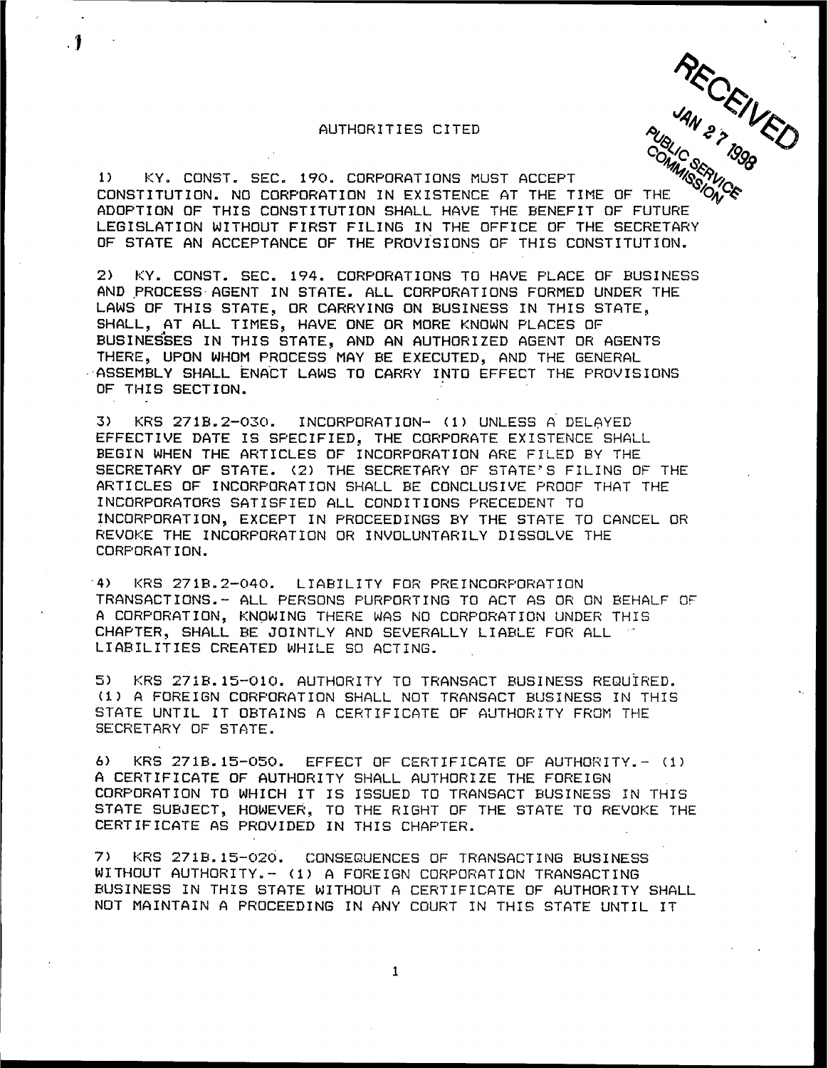# AUTHORITIES CITED

RECEIVED JAN 27 1998 PUBLIC SERVICE COMMISSION

1) KY. CONST. SEC. 190. CORPORATIONS MUST ACCEPT CONSTITUTION. NO CORPORATION IN EXISTENCE AT THE TIME OF THE ADOPTION OF THIS CONSTITUTION SHALL HAVE THE BENEFIT OF FUTURE LEGISLATION WITHOUT FIRST FILING IN THE OFFICE OF THE SECRETARY OF STATE AN ACCEPTANCE OF THE PROVISIONS OF THIS CONSTITUTION.

2) KY. CONST. SEC. 194. CORPORATIONS TO HAVE PLACE OF BUSINESS AND PROCESS AGENT IN STATE. ALL CORPORATIONS FORMED UNDER THE LAWS OF THIS STATE, OR CARRYING ON BUSINESS IN THIS STATE, SHALL, AT ALL TIMES, HAVE ONE OR MORE KNOWN PLACES OF BUSINESSES IN THIS STATE, AND AN AUTHORIZED AGENT OR AGENTS THERE, UPON WHOM PROCESS MAY BE EXECUTED, AND THE GENERAL ASSEMBLY SHALL ENACT LAWS TO CARRY INTO EFFECT THE PROVISIONS OF THIS SECTION.

3) KRS 271B.2-030. INCORPORATION- (1) UNLESS A DELAYED EFFECTIVE DATE IS SPECIFIED, THE CORPORATE EXISTENCE SHALL BEGIN WHEN THE ARTICLES OF INCORPORATION ARE FILED BY THE SECRETARY OF STATE. (2) THE SECRETARY OF STATE'S FILING OF THE ARTICLES OF INCORPORATION SHALL BE CONCLUSIVE PROOF THAT THE INCORPORATORS SATISFIED ALL CONDITIONS PRECEDENT TO INCORPORATION, EXCEPT IN PROCEEDINGS BY THE STATE TO CANCEL OR REVOKE THE INCORPORATION OR INVOLUNTARILY DISSOLVE THE CORPORATION.

4) KRS 271B.2-040. LIABILITY FOR PREINCORPORATION TRANSACTIONS.- ALL PERSONS PURPORTING TO ACT AS OR ON BEHALF OF A CORPORATION, KNOWING THERE WAS NO CORPORATION UNDER THIS CHAPTER, SHALL BE JOINTLY AND SEVERALLY LIABLE FOR ALL LIABILITIES CREATED WHILE SO ACTING.

5) KRS 271B.15-010. AUTHORITY TO TRANSACT BUSINESS REQUIRED. (1) A FOREIGN CORPORATION SHALL NOT TRANSACT BUSINESS IN THIS STATE UNTIL IT OBTAINS A CERTIFICATE OF AUTHORITY FROM THE SECRETARY OF STATE.

6) KRS 271B.15-050. EFFECT OF CERTIFICATE OF AUTHORITY.- (1) A CERTIFICATE OF AUTHORITY SHALL AUTHORIZE THE FOREIGN CORPORATION TO WHICH IT IS ISSUED TO TRANSACT BUSINESS IN THIS STATE SUBJECT, HOWEVER, TO THE RIGHT OF THE STATE TO REVOKE THE CERTIFICATE AS PROVIDED IN THIS CHAPTER.

7) KRS 271B.15-020. CONSEQUENCES OF TRANSACTING BUSINESS WITHOUT AUTHORITY.- (1) A FOREIGN CORPORATION TRANSACTING BUSINESS IN THIS STATE WITHOUT A CERTIFICATE OF AUTHORITY SHALL NOT MAINTAIN A PROCEEDING IN ANY COURT IN THIS STATE UNTIL IT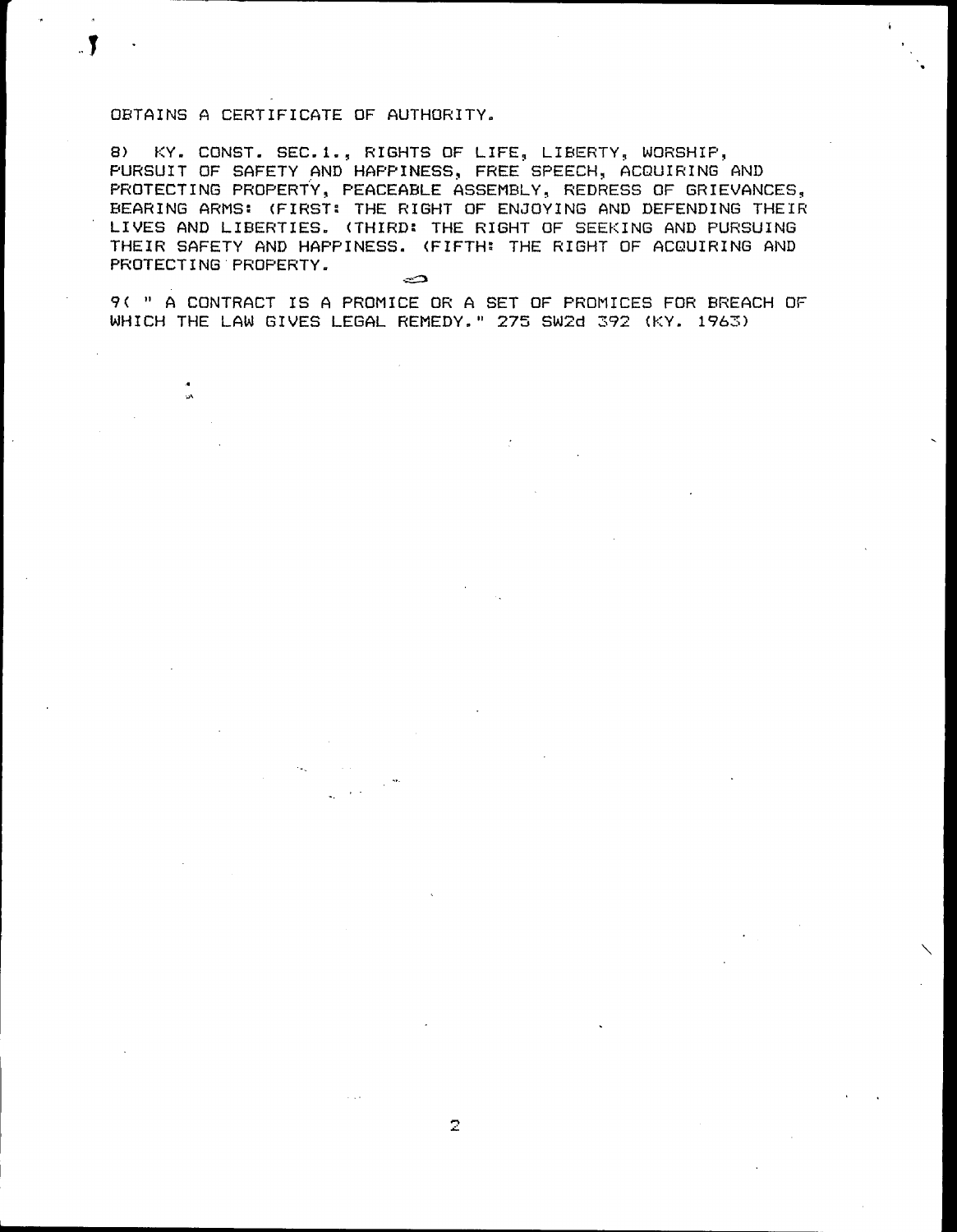OBTAINS A CERTIFICATE OF AUTHORITY.

8) KY. CONST. SEC.1., RIGHTS OF LIFE, LIBERTY, WORSHIP, PURSUIT OF SAFETY AND HAPPINESS, FREE SPEECH, ACQUIRING AND PROTECTING PROPERTY, PEACEABLE ASSEMBLY, REDRESS OF GRIEVANCES, BEARING ARMS: (FIRST: THE RIGHT OF ENJOYING AND DEFENDING THEIR LIVES AND LIBERTIES. (THIRD: THE RIGHT OF SEEKING AND PURSUING THEIR SAFETY AND HAPPINESS. (FIFTH: THE RIGHT OF ACQUIRING AND PROTECTING PROPERTY.

9( " A CONTRACT IS A PROMICE OR A SET OF PROMICES FOR BREACH OF WHICH THE LAW GIVES LEGAL REMEDY." 275 SW2d 392 (KY. 1963)